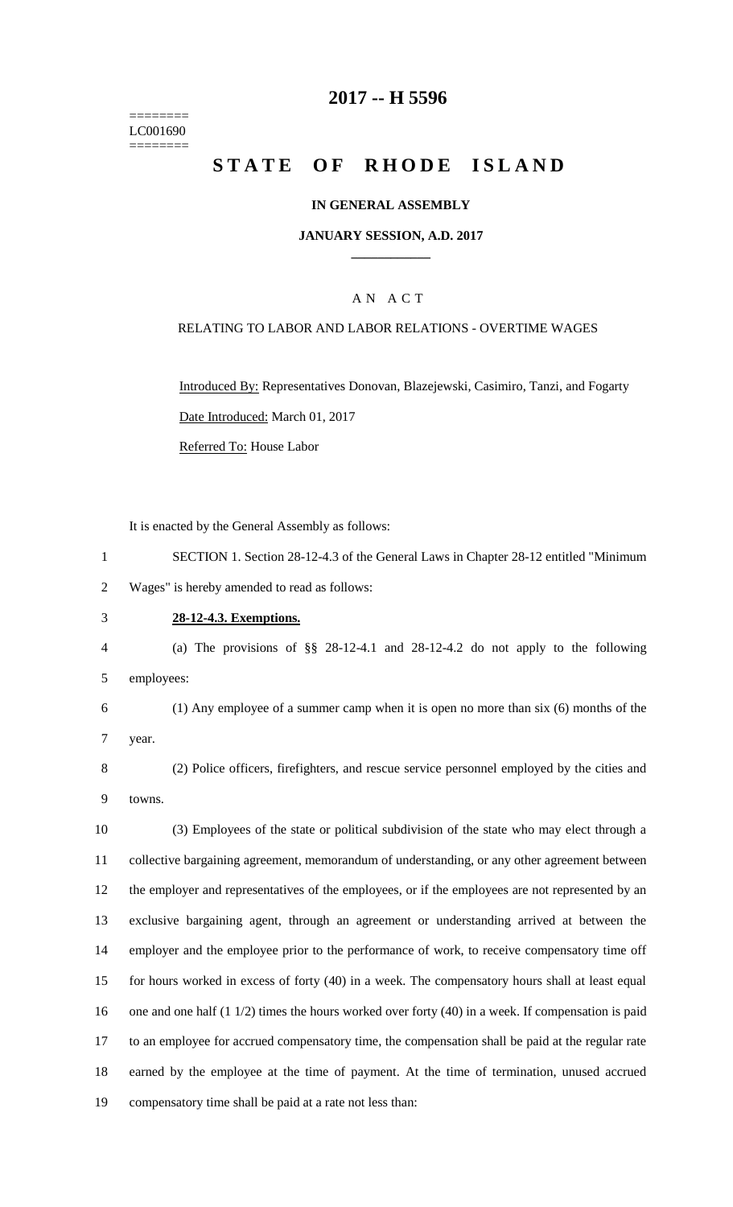========
LC001690
========

# 2017 -- H 5596

# STATE OF RHODE ISLAND

### IN GENERAL ASSEMBLY

### JANUARY SESSION, A.D. 2017

## AN ACT

RELATING TO LABOR AND LABOR RELATIONS - OVERTIME WAGES

Introduced By: Representatives Donovan, Blazejewski, Casimiro, Tanzi, and Fogarty

Date Introduced: March 01, 2017

Referred To: House Labor

It is enacted by the General Assembly as follows:

1 SECTION 1. Section 28-12-4.3 of the General Laws in Chapter 28-12 entitled "Minimum
2 Wages" is hereby amended to read as follows:

3 **28-12-4.3. Exemptions.**

4 (a) The provisions of §§ 28-12-4.1 and 28-12-4.2 do not apply to the following
5 employees:

6 (1) Any employee of a summer camp when it is open no more than six (6) months of the
7 year.

8 (2) Police officers, firefighters, and rescue service personnel employed by the cities and
9 towns.

10 (3) Employees of the state or political subdivision of the state who may elect through a
11 collective bargaining agreement, memorandum of understanding, or any other agreement between
12 the employer and representatives of the employees, or if the employees are not represented by an
13 exclusive bargaining agent, through an agreement or understanding arrived at between the
14 employer and the employee prior to the performance of work, to receive compensatory time off
15 for hours worked in excess of forty (40) in a week. The compensatory hours shall at least equal
16 one and one half (1 1/2) times the hours worked over forty (40) in a week. If compensation is paid
17 to an employee for accrued compensatory time, the compensation shall be paid at the regular rate
18 earned by the employee at the time of payment. At the time of termination, unused accrued
19 compensatory time shall be paid at a rate not less than: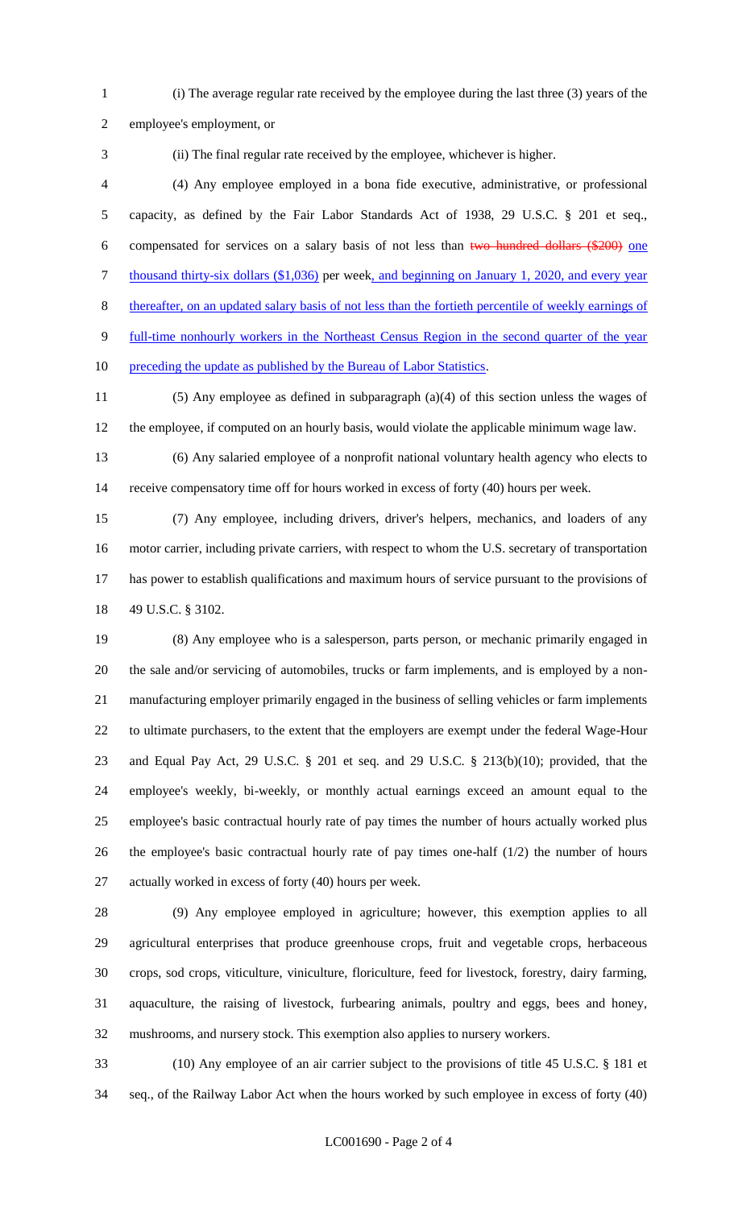(i) The average regular rate received by the employee during the last three (3) years of the employee's employment, or

(ii) The final regular rate received by the employee, whichever is higher.

(4) Any employee employed in a bona fide executive, administrative, or professional capacity, as defined by the Fair Labor Standards Act of 1938, 29 U.S.C. § 201 et seq., compensated for services on a salary basis of not less than ~~two hundred dollars ($200)~~ one thousand thirty-six dollars ($1,036) per week, and beginning on January 1, 2020, and every year thereafter, on an updated salary basis of not less than the fortieth percentile of weekly earnings of full-time nonhourly workers in the Northeast Census Region in the second quarter of the year preceding the update as published by the Bureau of Labor Statistics.

(5) Any employee as defined in subparagraph (a)(4) of this section unless the wages of the employee, if computed on an hourly basis, would violate the applicable minimum wage law.

(6) Any salaried employee of a nonprofit national voluntary health agency who elects to receive compensatory time off for hours worked in excess of forty (40) hours per week.

(7) Any employee, including drivers, driver's helpers, mechanics, and loaders of any motor carrier, including private carriers, with respect to whom the U.S. secretary of transportation has power to establish qualifications and maximum hours of service pursuant to the provisions of 49 U.S.C. § 3102.

(8) Any employee who is a salesperson, parts person, or mechanic primarily engaged in the sale and/or servicing of automobiles, trucks or farm implements, and is employed by a non-manufacturing employer primarily engaged in the business of selling vehicles or farm implements to ultimate purchasers, to the extent that the employers are exempt under the federal Wage-Hour and Equal Pay Act, 29 U.S.C. § 201 et seq. and 29 U.S.C. § 213(b)(10); provided, that the employee's weekly, bi-weekly, or monthly actual earnings exceed an amount equal to the employee's basic contractual hourly rate of pay times the number of hours actually worked plus the employee's basic contractual hourly rate of pay times one-half (1/2) the number of hours actually worked in excess of forty (40) hours per week.

(9) Any employee employed in agriculture; however, this exemption applies to all agricultural enterprises that produce greenhouse crops, fruit and vegetable crops, herbaceous crops, sod crops, viticulture, viniculture, floriculture, feed for livestock, forestry, dairy farming, aquaculture, the raising of livestock, furbearing animals, poultry and eggs, bees and honey, mushrooms, and nursery stock. This exemption also applies to nursery workers.

(10) Any employee of an air carrier subject to the provisions of title 45 U.S.C. § 181 et seq., of the Railway Labor Act when the hours worked by such employee in excess of forty (40)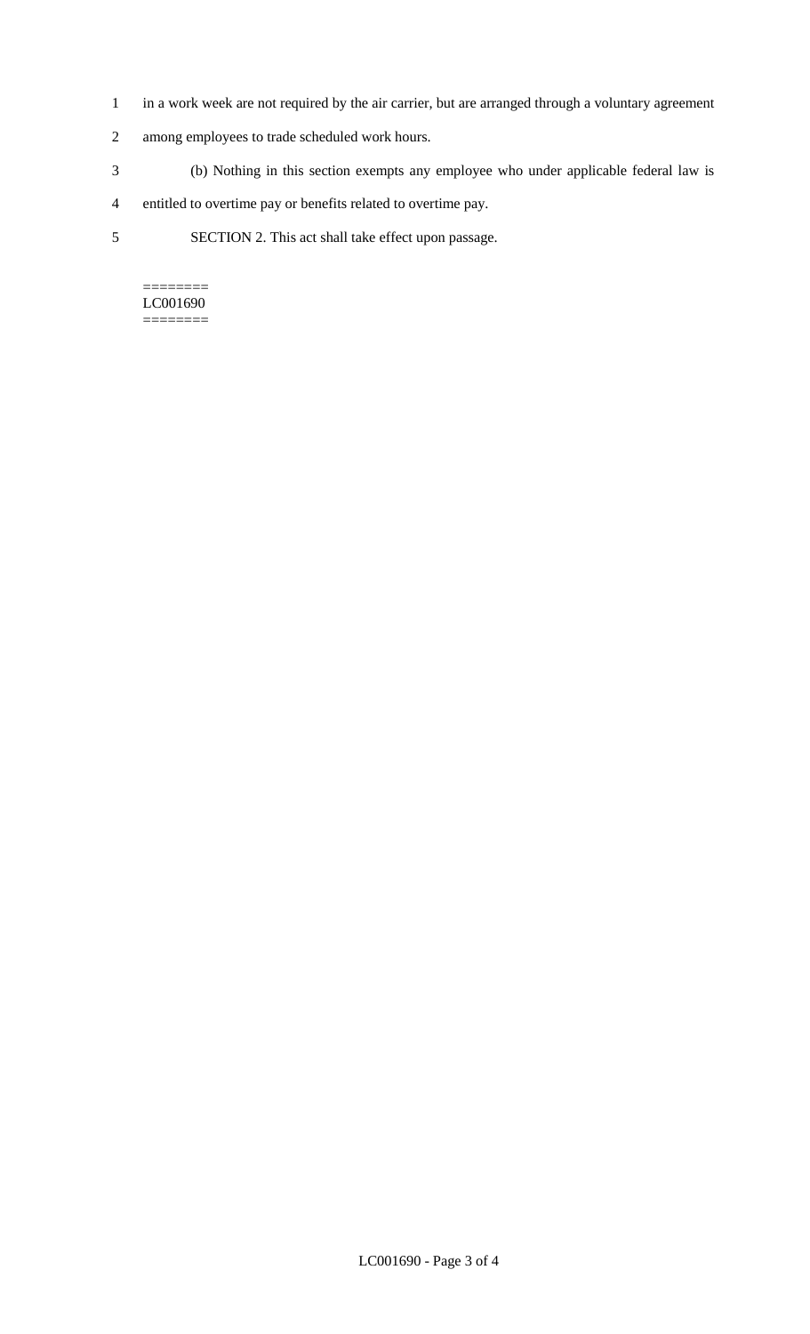in a work week are not required by the air carrier, but are arranged through a voluntary agreement among employees to trade scheduled work hours.

(b) Nothing in this section exempts any employee who under applicable federal law is entitled to overtime pay or benefits related to overtime pay.

SECTION 2. This act shall take effect upon passage.

========
LC001690
========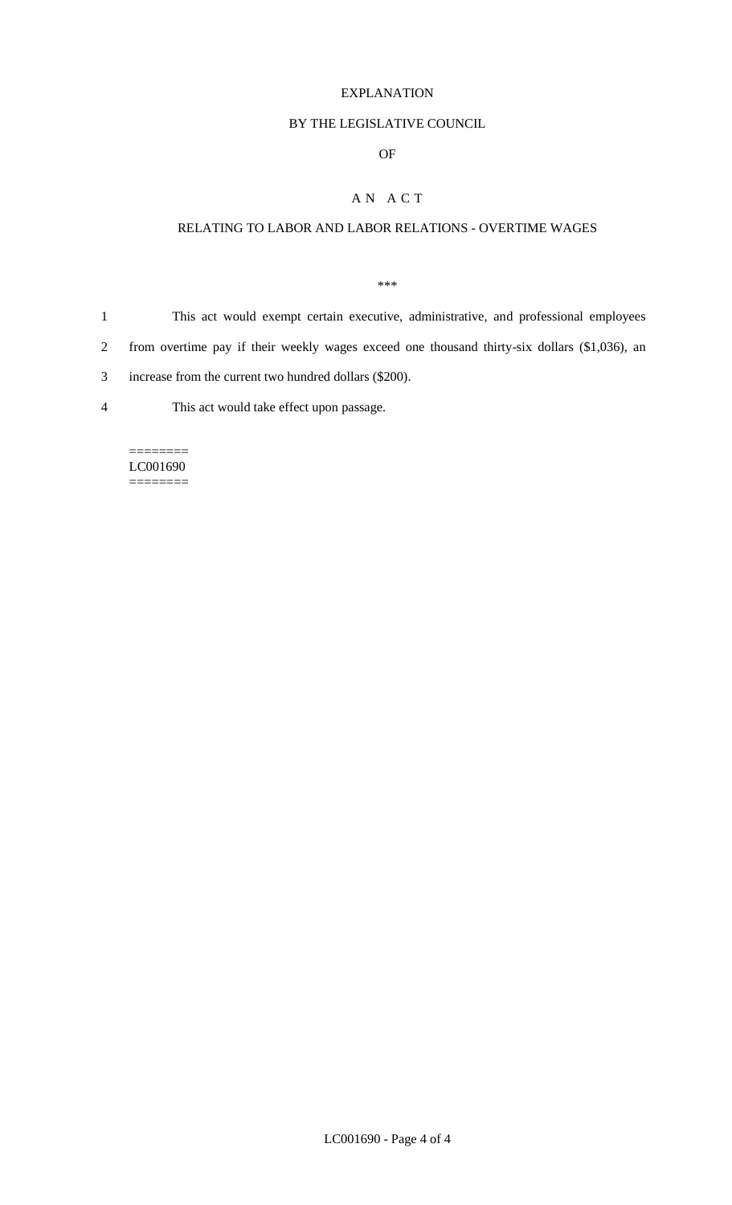EXPLANATION

BY THE LEGISLATIVE COUNCIL

OF

A N A C T

RELATING TO LABOR AND LABOR RELATIONS - OVERTIME WAGES

\*\*\*

This act would exempt certain executive, administrative, and professional employees from overtime pay if their weekly wages exceed one thousand thirty-six dollars ($1,036), an increase from the current two hundred dollars ($200).

This act would take effect upon passage.

========
LC001690
========